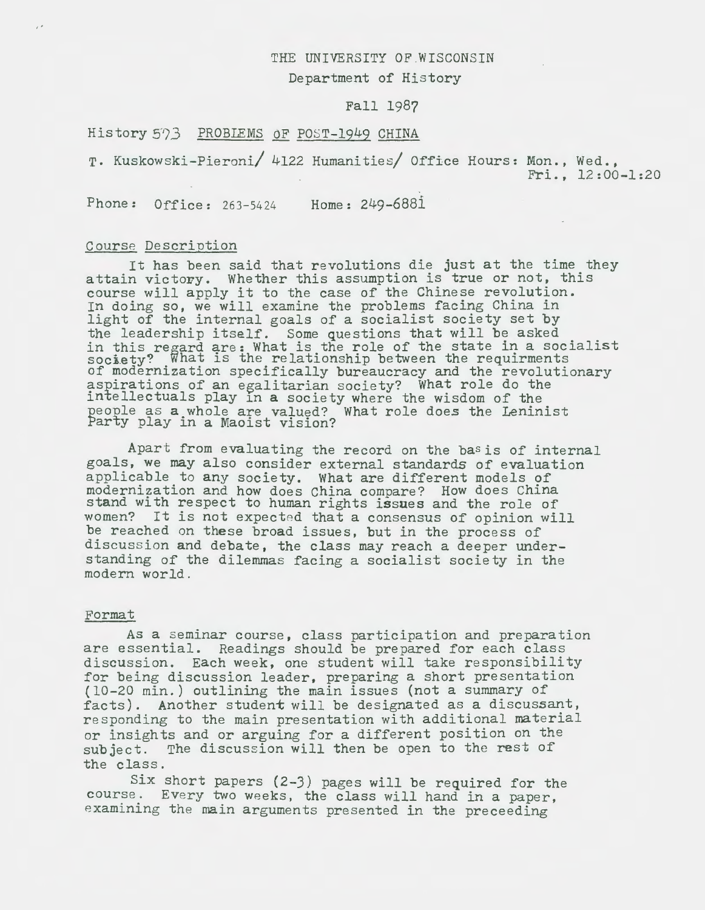THE UNIVERSITY OF WISCONSIN

Department of History

Fall 1987

History 573 PROBLEMS OF POST-1949 CHINA

T. Kuskowski-Pieroni/ 4122 Humanities/ Office Hours: Mon., Wed., Fri., 12:00-1:20

Phone: Office: 263-5424 Home: 249-6881

## Course Description

It has been said that revolutions die just at the time they attain victory. Whether this assumption is true or not, this course will apply it to the case of the Chinese revolution. In doing so, we will examine the problems facing China in light of the internal goals of a socialist society set by the leadership itself. Some questions that will be asked in this regard are: What is the role of the state in a socialist society? What is the relationship between the requirments of modernization specifically bureaucracy and the revolutionary aspirations of an egalitarian society? What role do the intellectuals play in a society where the wisdom of the people as a whole are valued? What role does the Leninist Party play in a Maoist vision?

Apart from evaluating the record on the basis of internal goals, we may also consider external standards of evaluation applicable to any society. What are different models of modernization and how does China compare? How does China stand with respect to human rights issues and the role of women? It is not expected that a consensus of opinion will be reached on these broad issues, but in the process of discussion and debate, the class may reach a deeper understanding of the dilemmas facing a socialist society in the modern world.

## Format

As a seminar course, class participation and preparation are essential. Readings should be prepared for each class discussion. Each week, one student will take responsibility for being discussion leader, preparing a short presentation (10-20 min.) outlining the main issues (not a summary of facts). Another student will be designated as a discussant, responding to the main presentation with additional material or insights and or arguing for a different position on the subject. The discussion will then be open to the rest of the class.

Six short papers (2-3) pages will be required for the course. Every two weeks, the class will hand in a paper, examining the main arguments presented in the preceeding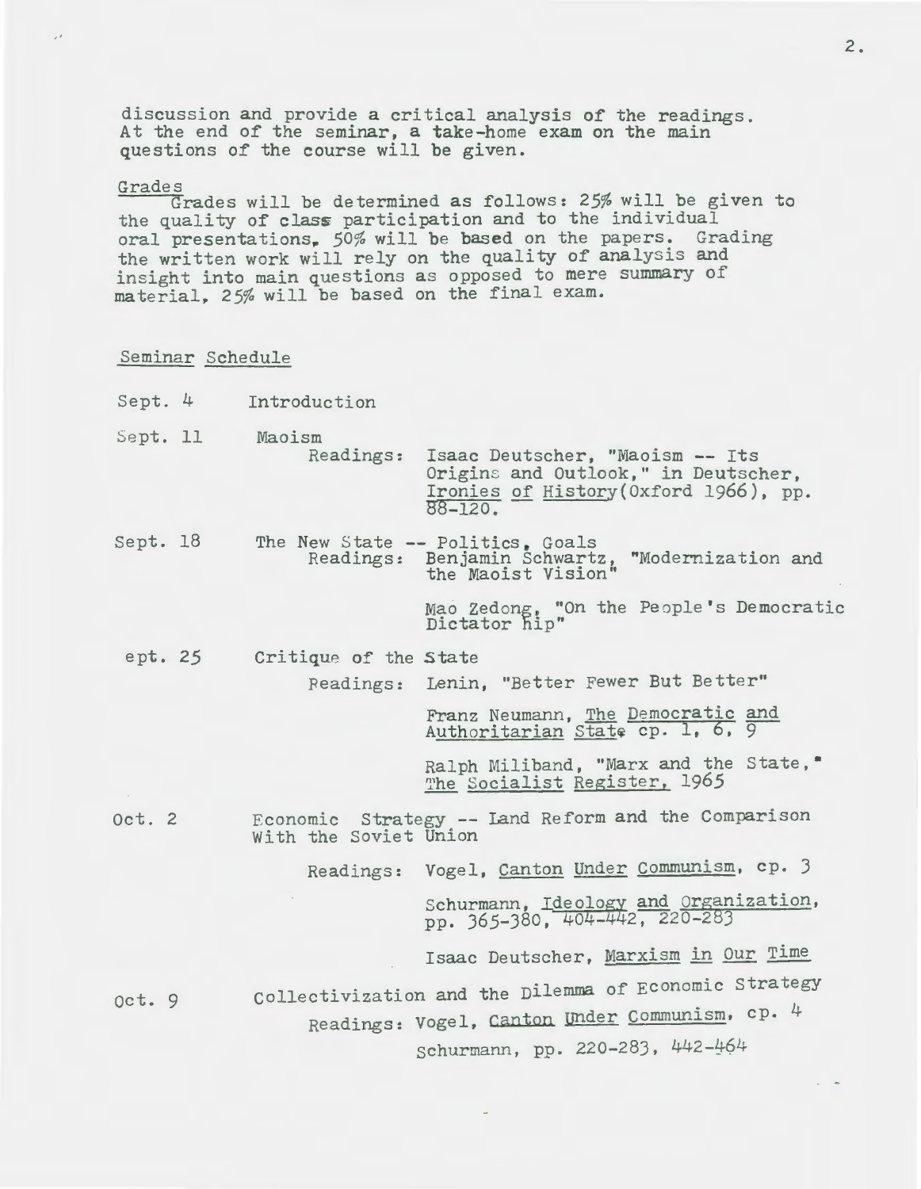discussion and provide a critical analysis of the readings. At the end of the seminar, a take-home exam on the main questions of the course will be given.

Grades

Grades will be determined as follows: 25% will be given to the quality of class participation and to the individual oral presentations, 50% will be based on the papers. Grading the written work will rely on the quality of analysis and insight into main questions as opposed to mere summary of material, 25% will be based on the final exam.

Seminar Schedule

Sept. 4 Introduction

Sept. 11 Maoism

Readings: Isaac Deutscher, "Maoism -- Its Origins and Outlook," in Deutscher, Ironies of History (Oxford 1966), pp. 88-120.

Sept. 18 The New State -- Politics, Goals

Readings: Benjamin Schwartz, "Modernization and the Maoist Vision"

Mao Zedong, "On the People's Democratic Dictator hip"

ept. 25 Critique of the State

Readings: Lenin, "Better Fewer But Better"

Franz Neumann, The Democratic and Authoritarian State cp. 1, 6, 9

Ralph Miliband, "Marx and the State," The Socialist Register, 1965

Oct. 2 Economic Strategy -- Land Reform and the Comparison With the Soviet Union

Readings: Vogel, Canton Under Communism, cp. 3

Schurmann, Ideology and Organization, pp. 365-380, 404-442, 220-283

Isaac Deutscher, Marxism in Our Time

Oct. 9 Collectivization and the Dilemma of Economic Strategy

Readings: Vogel, Canton Under Communism, cp. 4

Schurmann, pp. 220-283, 442-464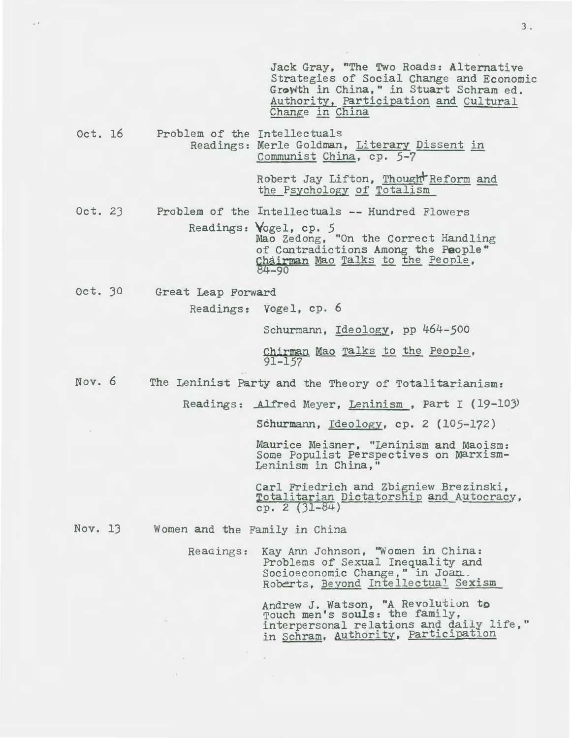Jack Gray, "The Two Roads: Alternative Strategies of Social Change and Economic Growth in China," in Stuart Schram ed. Authority, Participation and Cultural Change in China

Oct. 16 Problem of the Intellectuals

Readings: Merle Goldman, Literary Dissent in Communist China, cp. 5-7

Robert Jay Lifton, Thought Reform and the Psychology of Totalism

Oct. 23 Problem of the Intellectuals -- Hundred Flowers

Readings: Vogel, cp. 5
Mao Zedong, "On the Correct Handling of Contradictions Among the People" Chairman Mao Talks to the People, 84-90

Oct. 30 Great Leap Forward

Readings: Vogel, cp. 6

Schurmann, Ideology, pp 464-500

Chirman Mao Talks to the People, 91-157

Nov. 6 The Leninist Party and the Theory of Totalitarianism:

Readings: Alfred Meyer, Leninism, Part I (19-103)

Schurmann, Ideology, cp. 2 (105-172)

Maurice Meisner, "Leninism and Maoism: Some Populist Perspectives on Marxism-Leninism in China,"

Carl Friedrich and Zbigniew Brezinski, Totalitarian Dictatorship and Autocracy, cp. 2 (31-84)

Nov. 13 Women and the Family in China

Readings: Kay Ann Johnson, "Women in China: Problems of Sexual Inequality and Socioeconomic Change," in Joan Roberts, Beyond Intellectual Sexism

Andrew J. Watson, "A Revolution to Touch men's souls: the family, interpersonal relations and daily life," in Schram, Authority, Participation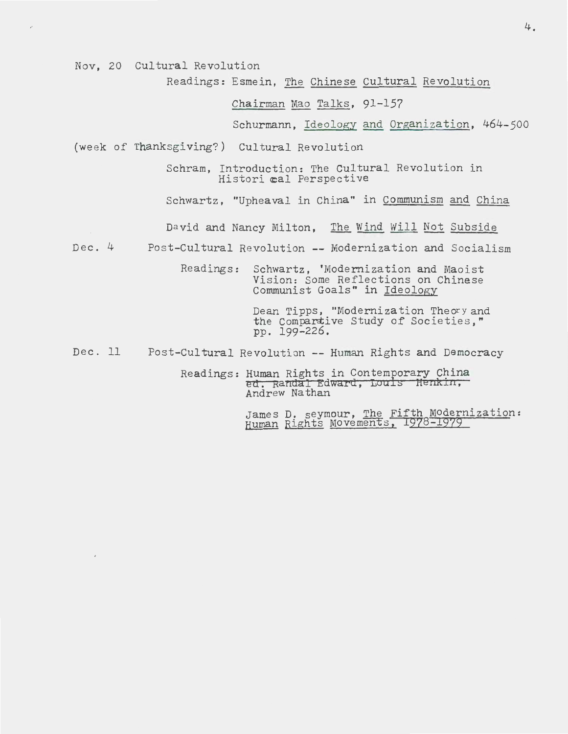Nov, 20 Cultural Revolution

Readings: Esmein, The Chinese Cultural Revolution

Chairman Mao Talks, 91-157

Schurmann, Ideology and Organization, 464-500

(week of Thanksgiving?) Cultural Revolution

Schram, Introduction: The Cultural Revolution in Historical Perspective

Schwartz, "Upheaval in China" in Communism and China

David and Nancy Milton, The Wind Will Not Subside

Dec. 4 Post-Cultural Revolution -- Modernization and Socialism

Readings: Schwartz, 'Modernization and Maoist Vision: Some Reflections on Chinese Communist Goals" in Ideology

Dean Tipps, "Modernization Theory and the Comparative Study of Societies," pp. 199-226.

Dec. 11 Post-Cultural Revolution -- Human Rights and Democracy

Readings: Human Rights in Contemporary China ~~ed. Randal Edward, Louis Henkin,~~ Andrew Nathan

James D. seymour, The Fifth Modernization: Human Rights Movements, 1978-1979